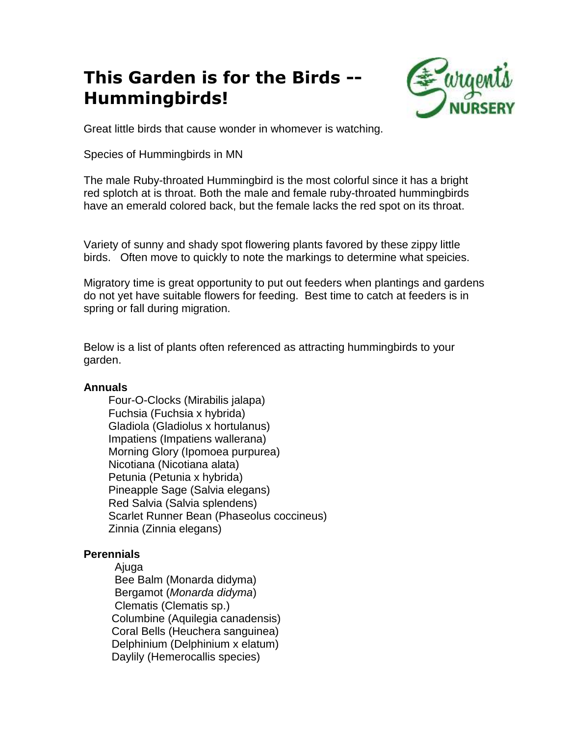# This Garden is for the Birds -- Hummingbirds!

Great little birds that cause wonder in whomever is watching.

Species of Hummingbirds in MN

The male Ruby-throated Hummingbird is the most colorful since it has a bright red splotch at is throat. Both the male and female ruby-throated hummingbirds have an emerald colored back, but the female lacks the red spot on its throat.

Variety of sunny and shady spot flowering plants favored by these zippy little birds. Often move to quickly to note the markings to determine what speicies.

Migratory time is great opportunity to put out feeders when plantings and gardens do not yet have suitable flowers for feeding. Best time to catch at feeders is in spring or fall during migration.

Below is a list of plants often referenced as attracting hummingbirds to your garden.

**Annuals**

- Four-O-Clocks (Mirabilis jalapa)
- Fuchsia (Fuchsia x hybrida)
- Gladiola (Gladiolus x hortulanus)
- Impatiens (Impatiens wallerana)
- Morning Glory (Ipomoea purpurea)
- Nicotiana (Nicotiana alata)
- Petunia (Petunia x hybrida)
- Pineapple Sage (Salvia elegans)
- Red Salvia (Salvia splendens)
- Scarlet Runner Bean (Phaseolus coccineus)
- Zinnia (Zinnia elegans)

**Perennials**

- Ajuga
- Bee Balm (Monarda didyma)
- Bergamot (*Monarda didyma*)
- Clematis (Clematis sp.)
- Columbine (Aquilegia canadensis)
- Coral Bells (Heuchera sanguinea)
- Delphinium (Delphinium x elatum)
- Daylily (Hemerocallis species)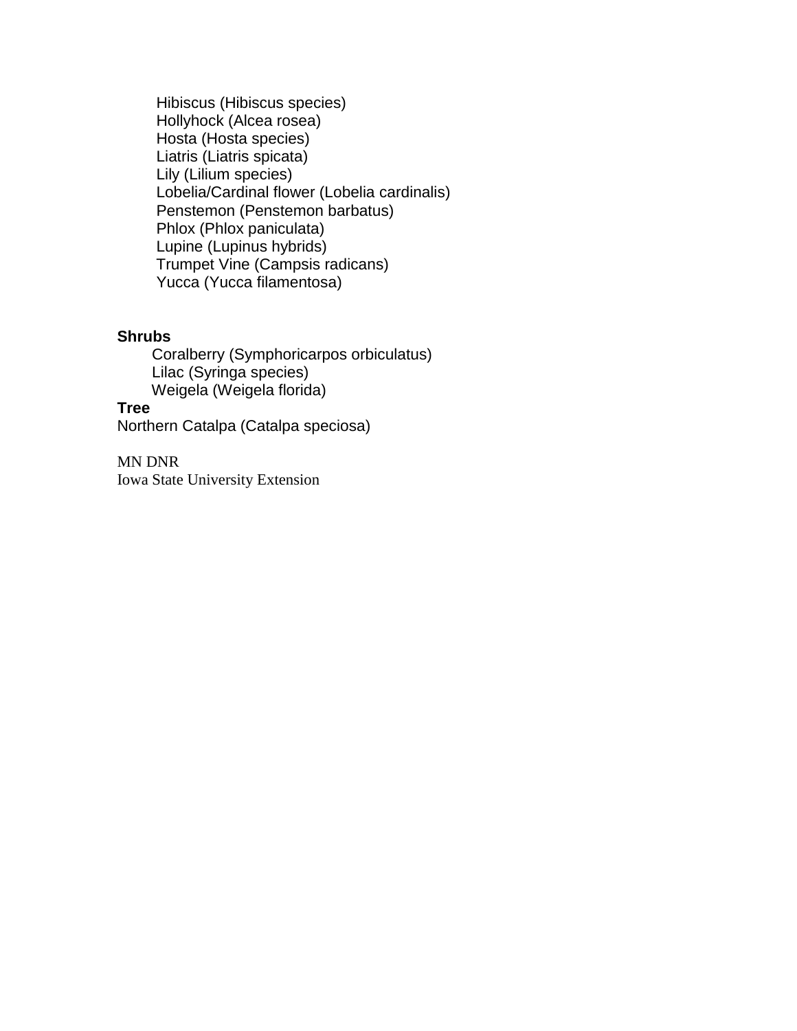- Hibiscus (Hibiscus species)
- Hollyhock (Alcea rosea)
- Hosta (Hosta species)
- Liatris (Liatris spicata)
- Lily (Lilium species)
- Lobelia/Cardinal flower (Lobelia cardinalis)
- Penstemon (Penstemon barbatus)
- Phlox (Phlox paniculata)
- Lupine (Lupinus hybrids)
- Trumpet Vine (Campsis radicans)
- Yucca (Yucca filamentosa)

**Shrubs**

- Coralberry (Symphoricarpos orbiculatus)
- Lilac (Syringa species)
- Weigela (Weigela florida)

**Tree**

Northern Catalpa (Catalpa speciosa)

MN DNR
Iowa State University Extension